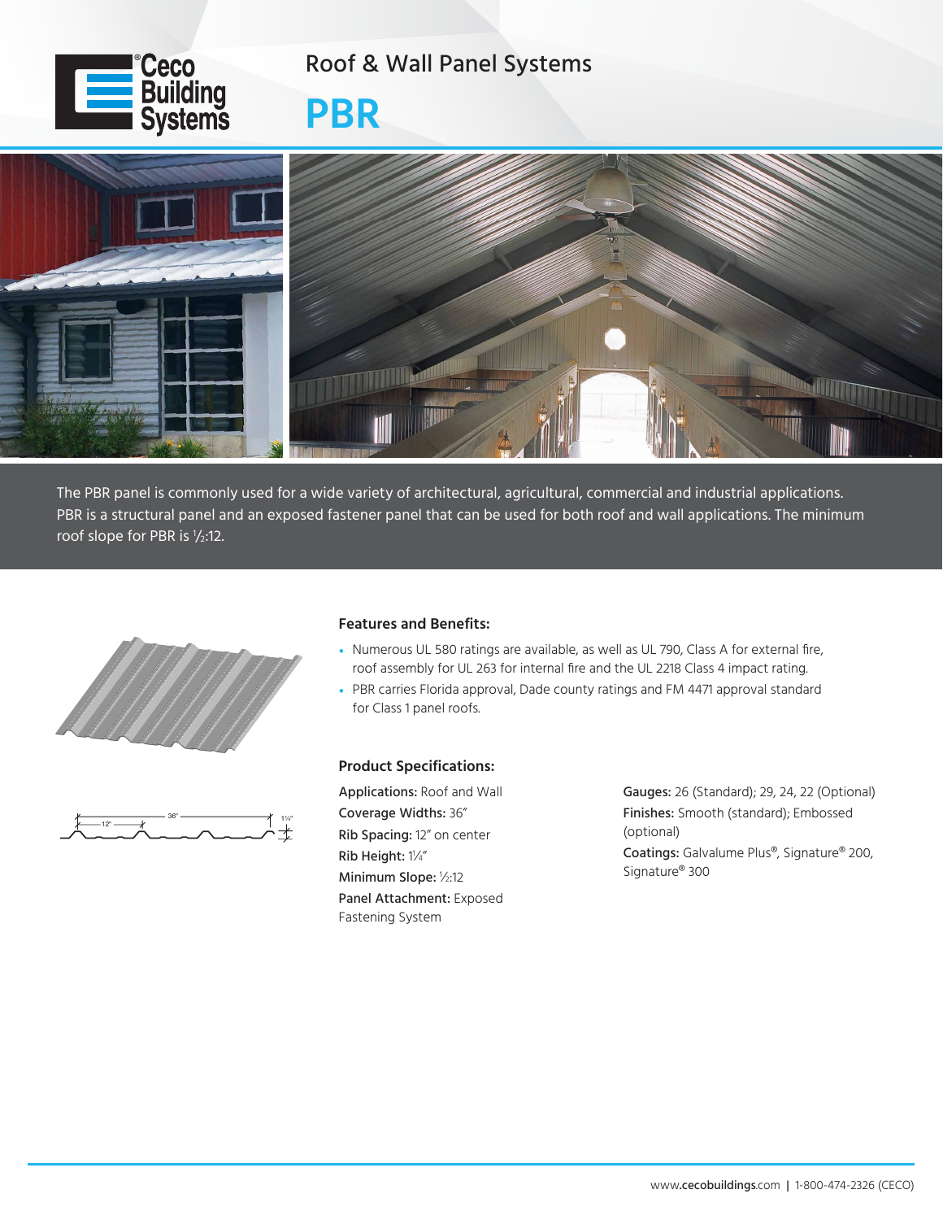# Roof & Wall Panel Systems

# PBR

The PBR panel is commonly used for a wide variety of architectural, agricultural, commercial and industrial applications. PBR is a structural panel and an exposed fastener panel that can be used for both roof and wall applications. The minimum roof slope for PBR is ½:12.

### Features and Benefits:

- Numerous UL 580 ratings are available, as well as UL 790, Class A for external fire, roof assembly for UL 263 for internal fire and the UL 2218 Class 4 impact rating.
- PBR carries Florida approval, Dade county ratings and FM 4471 approval standard for Class 1 panel roofs.

### Product Specifications:

**Applications:** Roof and Wall

**Coverage Widths:** 36″

**Rib Spacing:** 12″ on center

**Rib Height:** 1¼″

**Minimum Slope:** ½:12

**Panel Attachment:** Exposed Fastening System

**Gauges:** 26 (Standard); 29, 24, 22 (Optional)

**Finishes:** Smooth (standard); Embossed (optional)

**Coatings:** Galvalume Plus®, Signature® 200, Signature® 300

www.cecobuildings.com | 1-800-474-2326 (CECO)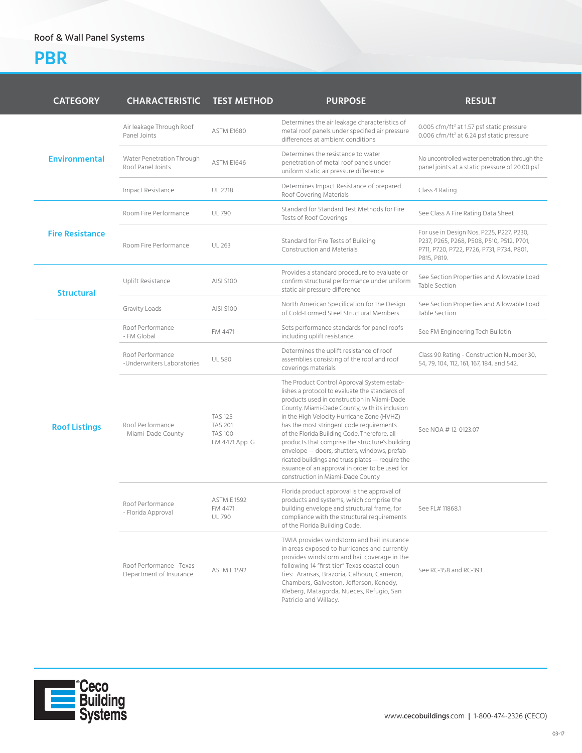Roof & Wall Panel Systems

# PBR

| CATEGORY | CHARACTERISTIC | TEST METHOD | PURPOSE | RESULT |
|---|---|---|---|---|
| Environmental | Air leakage Through Roof Panel Joints | ASTM E1680 | Determines the air leakage characteristics of metal roof panels under specified air pressure differences at ambient conditions | 0.005 cfm/ft² at 1.57 psf static pressure<br>0.006 cfm/ft² at 6.24 psf static pressure |
| | Water Penetration Through Roof Panel Joints | ASTM E1646 | Determines the resistance to water penetration of metal roof panels under uniform static air pressure difference | No uncontrolled water penetration through the panel joints at a static pressure of 20.00 psf |
| | Impact Resistance | UL 2218 | Determines Impact Resistance of prepared Roof Covering Materials | Class 4 Rating |
| Fire Resistance | Room Fire Performance | UL 790 | Standard for Standard Test Methods for Fire Tests of Roof Coverings | See Class A Fire Rating Data Sheet |
| | Room Fire Performance | UL 263 | Standard for Fire Tests of Building Construction and Materials | For use in Design Nos. P225, P227, P230, P237, P265, P268, P508, P510, P512, P701, P711, P720, P722, P726, P731, P734, P801, P815, P819. |
| Structural | Uplift Resistance | AISI S100 | Provides a standard procedure to evaluate or confirm structural performance under uniform static air pressure difference | See Section Properties and Allowable Load Table Section |
| | Gravity Loads | AISI S100 | North American Specification for the Design of Cold-Formed Steel Structural Members | See Section Properties and Allowable Load Table Section |
| Roof Listings | Roof Performance - FM Global | FM 4471 | Sets performance standards for panel roofs including uplift resistance | See FM Engineering Tech Bulletin |
| | Roof Performance -Underwriters Laboratories | UL 580 | Determines the uplift resistance of roof assemblies consisting of the roof and roof coverings materials | Class 90 Rating - Construction Number 30, 54, 79, 104, 112, 161, 167, 184, and 542. |
| | Roof Performance - Miami-Dade County | TAS 125<br>TAS 201<br>TAS 100<br>FM 4471 App. G | The Product Control Approval System establishes a protocol to evaluate the standards of products used in construction in Miami-Dade County. Miami-Dade County, with its inclusion in the High Velocity Hurricane Zone (HVHZ) has the most stringent code requirements of the Florida Building Code. Therefore, all products that comprise the structure's building envelope — doors, shutters, windows, prefabricated buildings and truss plates — require the issuance of an approval in order to be used for construction in Miami-Dade County | See NOA # 12-0123.07 |
| | Roof Performance - Florida Approval | ASTM E 1592<br>FM 4471<br>UL 790 | Florida product approval is the approval of products and systems, which comprise the building envelope and structural frame, for compliance with the structural requirements of the Florida Building Code. | See FL# 11868.1 |
| | Roof Performance - Texas Department of Insurance | ASTM E 1592 | TWIA provides windstorm and hail insurance in areas exposed to hurricanes and currently provides windstorm and hail coverage in the following 14 "first tier" Texas coastal counties: Aransas, Brazoria, Calhoun, Cameron, Chambers, Galveston, Jefferson, Kenedy, Kleberg, Matagorda, Nueces, Refugio, San Patricio and Willacy. | See RC-358 and RC-393 |

Ceco Building Systems

www.cecobuildings.com | 1-800-474-2326 (CECO)

03-17